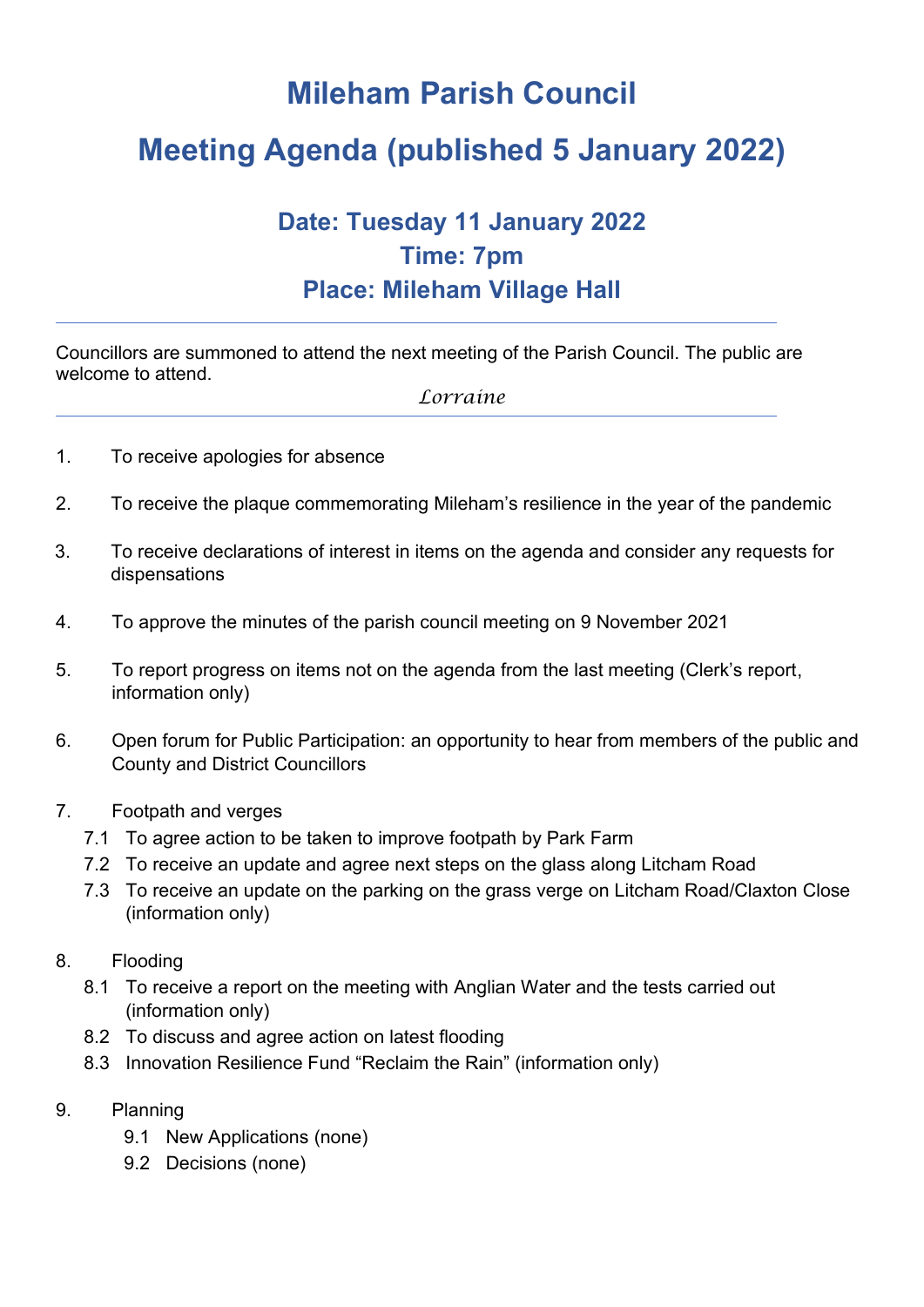# Mileham Parish Council

# Meeting Agenda (published 5 January 2022)

### Date: Tuesday 11 January 2022
### Time: 7pm
### Place: Mileham Village Hall

---

Councillors are summoned to attend the next meeting of the Parish Council. The public are welcome to attend.

*Lorraine*

---

1. To receive apologies for absence

2. To receive the plaque commemorating Mileham's resilience in the year of the pandemic

3. To receive declarations of interest in items on the agenda and consider any requests for dispensations

4. To approve the minutes of the parish council meeting on 9 November 2021

5. To report progress on items not on the agenda from the last meeting (Clerk's report, information only)

6. Open forum for Public Participation: an opportunity to hear from members of the public and County and District Councillors

7. Footpath and verges
   - 7.1 To agree action to be taken to improve footpath by Park Farm
   - 7.2 To receive an update and agree next steps on the glass along Litcham Road
   - 7.3 To receive an update on the parking on the grass verge on Litcham Road/Claxton Close (information only)

8. Flooding
   - 8.1 To receive a report on the meeting with Anglian Water and the tests carried out (information only)
   - 8.2 To discuss and agree action on latest flooding
   - 8.3 Innovation Resilience Fund "Reclaim the Rain" (information only)

9. Planning
   - 9.1 New Applications (none)
   - 9.2 Decisions (none)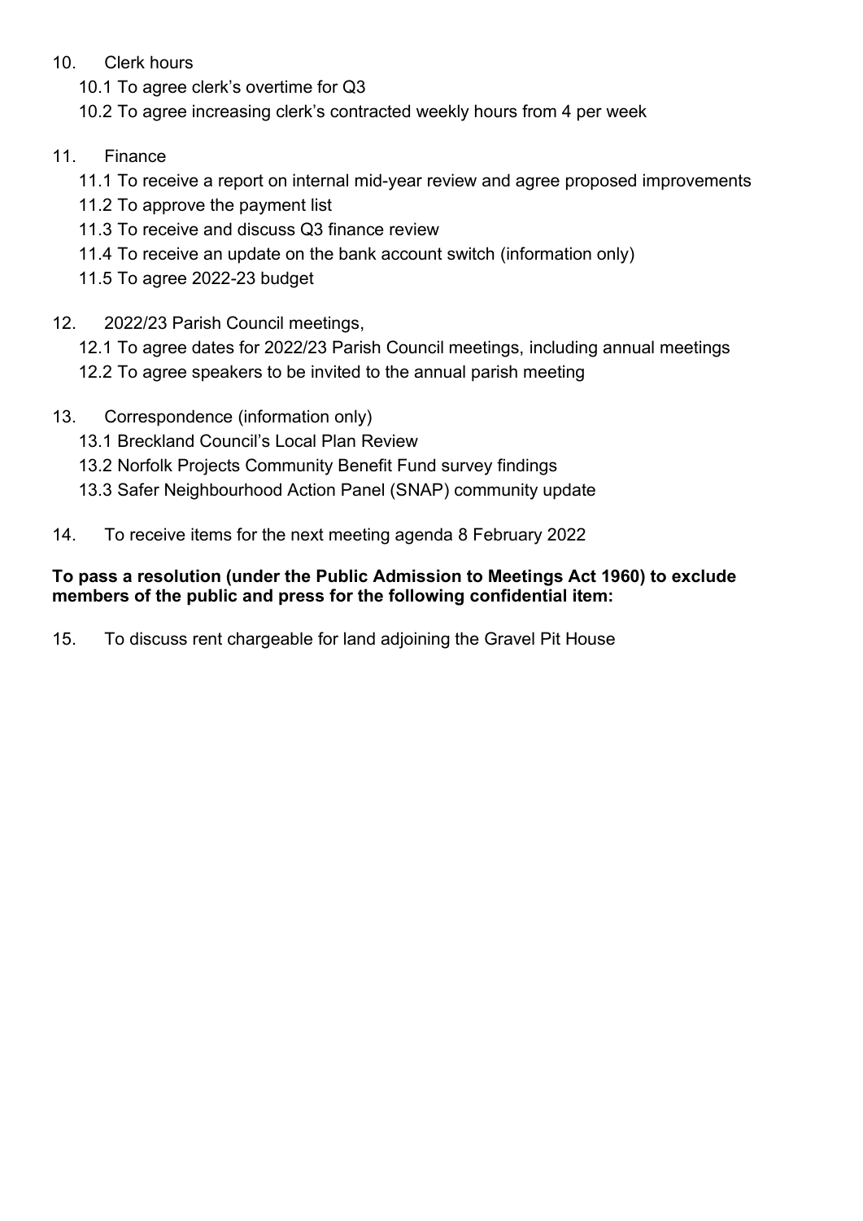10. Clerk hours
    - 10.1 To agree clerk's overtime for Q3
    - 10.2 To agree increasing clerk's contracted weekly hours from 4 per week

11. Finance
    - 11.1 To receive a report on internal mid-year review and agree proposed improvements
    - 11.2 To approve the payment list
    - 11.3 To receive and discuss Q3 finance review
    - 11.4 To receive an update on the bank account switch (information only)
    - 11.5 To agree 2022-23 budget

12. 2022/23 Parish Council meetings,
    - 12.1 To agree dates for 2022/23 Parish Council meetings, including annual meetings
    - 12.2 To agree speakers to be invited to the annual parish meeting

13. Correspondence (information only)
    - 13.1 Breckland Council's Local Plan Review
    - 13.2 Norfolk Projects Community Benefit Fund survey findings
    - 13.3 Safer Neighbourhood Action Panel (SNAP) community update

14. To receive items for the next meeting agenda 8 February 2022

**To pass a resolution (under the Public Admission to Meetings Act 1960) to exclude members of the public and press for the following confidential item:**

15. To discuss rent chargeable for land adjoining the Gravel Pit House